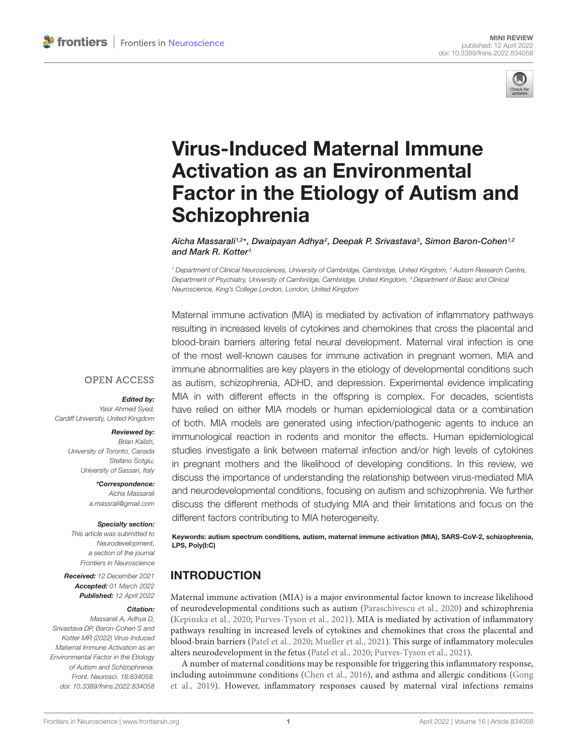MINI REVIEW
published: 12 April 2022
doi: 10.3389/fnins.2022.834058

# Virus-Induced Maternal Immune Activation as an Environmental Factor in the Etiology of Autism and Schizophrenia

*Aïcha Massarali[1,2]\*, Dwaipayan Adhya[2], Deepak P. Srivastava[3], Simon Baron-Cohen[1,2] and Mark R. Kotter[1]*

[1] Department of Clinical Neurosciences, University of Cambridge, Cambridge, United Kingdom, [2] Autism Research Centre, Department of Psychiatry, University of Cambridge, Cambridge, United Kingdom, [3] Department of Basic and Clinical Neuroscience, King's College London, London, United Kingdom

Maternal immune activation (MIA) is mediated by activation of inflammatory pathways resulting in increased levels of cytokines and chemokines that cross the placental and blood-brain barriers altering fetal neural development. Maternal viral infection is one of the most well-known causes for immune activation in pregnant women. MIA and immune abnormalities are key players in the etiology of developmental conditions such as autism, schizophrenia, ADHD, and depression. Experimental evidence implicating MIA in with different effects in the offspring is complex. For decades, scientists have relied on either MIA models or human epidemiological data or a combination of both. MIA models are generated using infection/pathogenic agents to induce an immunological reaction in rodents and monitor the effects. Human epidemiological studies investigate a link between maternal infection and/or high levels of cytokines in pregnant mothers and the likelihood of developing conditions. In this review, we discuss the importance of understanding the relationship between virus-mediated MIA and neurodevelopmental conditions, focusing on autism and schizophrenia. We further discuss the different methods of studying MIA and their limitations and focus on the different factors contributing to MIA heterogeneity.

**Keywords: autism spectrum conditions, autism, maternal immune activation (MIA), SARS-CoV-2, schizophrenia, LPS, Poly(I:C)**

OPEN ACCESS

***Edited by:***
*Yasir Ahmed Syed, Cardiff University, United Kingdom*

***Reviewed by:***
*Brian Kalish, University of Toronto, Canada*
*Stefano Sotgiu, University of Sassari, Italy*

***\*Correspondence:***
*Aïcha Massarali*
*a.massrali@gmail.com*

***Specialty section:***
*This article was submitted to Neurodevelopment, a section of the journal Frontiers in Neuroscience*

***Received:*** *12 December 2021*
***Accepted:*** *01 March 2022*
***Published:*** *12 April 2022*

***Citation:***
*Massarali A, Adhya D, Srivastava DP, Baron-Cohen S and Kotter MR (2022) Virus-Induced Maternal Immune Activation as an Environmental Factor in the Etiology of Autism and Schizophrenia. Front. Neurosci. 16:834058. doi: 10.3389/fnins.2022.834058*

## INTRODUCTION

Maternal immune activation (MIA) is a major environmental factor known to increase likelihood of neurodevelopmental conditions such as autism (Paraschivescu et al., 2020) and schizophrenia (Kepinska et al., 2020; Purves-Tyson et al., 2021). MIA is mediated by activation of inflammatory pathways resulting in increased levels of cytokines and chemokines that cross the placental and blood-brain barriers (Patel et al., 2020; Mueller et al., 2021). This surge of inflammatory molecules alters neurodevelopment in the fetus (Patel et al., 2020; Purves-Tyson et al., 2021).

A number of maternal conditions may be responsible for triggering this inflammatory response, including autoimmune conditions (Chen et al., 2016), and asthma and allergic conditions (Gong et al., 2019). However, inflammatory responses caused by maternal viral infections remains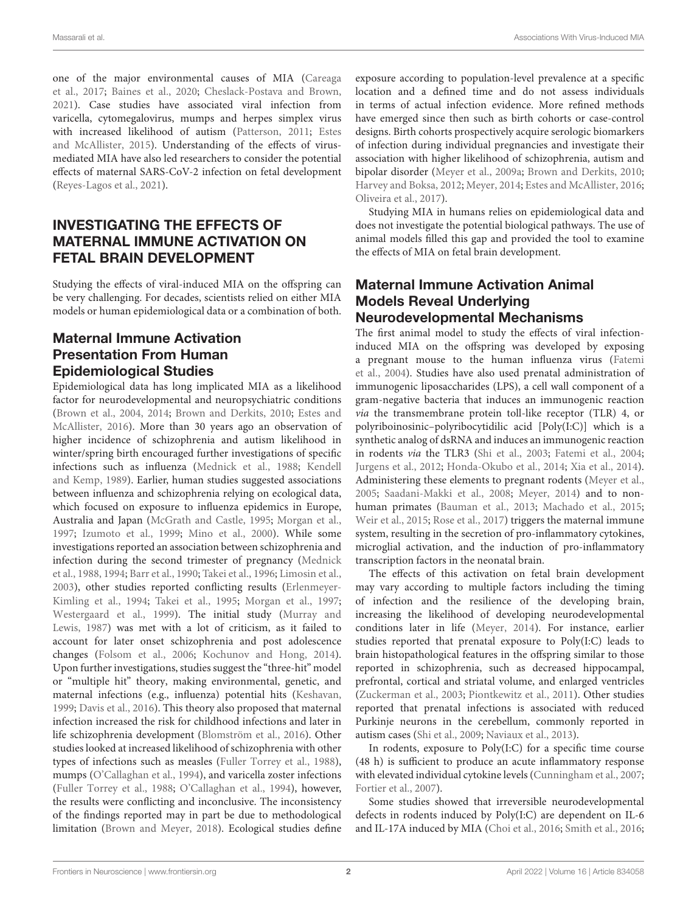one of the major environmental causes of MIA (Careaga et al., 2017; Baines et al., 2020; Cheslack-Postava and Brown, 2021). Case studies have associated viral infection from varicella, cytomegalovirus, mumps and herpes simplex virus with increased likelihood of autism (Patterson, 2011; Estes and McAllister, 2015). Understanding of the effects of virus-mediated MIA have also led researchers to consider the potential effects of maternal SARS-CoV-2 infection on fetal development (Reyes-Lagos et al., 2021).

## INVESTIGATING THE EFFECTS OF MATERNAL IMMUNE ACTIVATION ON FETAL BRAIN DEVELOPMENT

Studying the effects of viral-induced MIA on the offspring can be very challenging. For decades, scientists relied on either MIA models or human epidemiological data or a combination of both.

### Maternal Immune Activation Presentation From Human Epidemiological Studies

Epidemiological data has long implicated MIA as a likelihood factor for neurodevelopmental and neuropsychiatric conditions (Brown et al., 2004, 2014; Brown and Derkits, 2010; Estes and McAllister, 2016). More than 30 years ago an observation of higher incidence of schizophrenia and autism likelihood in winter/spring birth encouraged further investigations of specific infections such as influenza (Mednick et al., 1988; Kendell and Kemp, 1989). Earlier, human studies suggested associations between influenza and schizophrenia relying on ecological data, which focused on exposure to influenza epidemics in Europe, Australia and Japan (McGrath and Castle, 1995; Morgan et al., 1997; Izumoto et al., 1999; Mino et al., 2000). While some investigations reported an association between schizophrenia and infection during the second trimester of pregnancy (Mednick et al., 1988, 1994; Barr et al., 1990; Takei et al., 1996; Limosin et al., 2003), other studies reported conflicting results (Erlenmeyer-Kimling et al., 1994; Takei et al., 1995; Morgan et al., 1997; Westergaard et al., 1999). The initial study (Murray and Lewis, 1987) was met with a lot of criticism, as it failed to account for later onset schizophrenia and post adolescence changes (Folsom et al., 2006; Kochunov and Hong, 2014). Upon further investigations, studies suggest the "three-hit" model or "multiple hit" theory, making environmental, genetic, and maternal infections (e.g., influenza) potential hits (Keshavan, 1999; Davis et al., 2016). This theory also proposed that maternal infection increased the risk for childhood infections and later in life schizophrenia development (Blomström et al., 2016). Other studies looked at increased likelihood of schizophrenia with other types of infections such as measles (Fuller Torrey et al., 1988), mumps (O'Callaghan et al., 1994), and varicella zoster infections (Fuller Torrey et al., 1988; O'Callaghan et al., 1994), however, the results were conflicting and inconclusive. The inconsistency of the findings reported may in part be due to methodological limitation (Brown and Meyer, 2018). Ecological studies define exposure according to population-level prevalence at a specific location and a defined time and do not assess individuals in terms of actual infection evidence. More refined methods have emerged since then such as birth cohorts or case-control designs. Birth cohorts prospectively acquire serologic biomarkers of infection during individual pregnancies and investigate their association with higher likelihood of schizophrenia, autism and bipolar disorder (Meyer et al., 2009a; Brown and Derkits, 2010; Harvey and Boksa, 2012; Meyer, 2014; Estes and McAllister, 2016; Oliveira et al., 2017).

Studying MIA in humans relies on epidemiological data and does not investigate the potential biological pathways. The use of animal models filled this gap and provided the tool to examine the effects of MIA on fetal brain development.

### Maternal Immune Activation Animal Models Reveal Underlying Neurodevelopmental Mechanisms

The first animal model to study the effects of viral infection-induced MIA on the offspring was developed by exposing a pregnant mouse to the human influenza virus (Fatemi et al., 2004). Studies have also used prenatal administration of immunogenic liposaccharides (LPS), a cell wall component of a gram-negative bacteria that induces an immunogenic reaction *via* the transmembrane protein toll-like receptor (TLR) 4, or polyriboinosinic–polyribocytidilic acid [Poly(I:C)] which is a synthetic analog of dsRNA and induces an immunogenic reaction in rodents *via* the TLR3 (Shi et al., 2003; Fatemi et al., 2004; Jurgens et al., 2012; Honda-Okubo et al., 2014; Xia et al., 2014). Administering these elements to pregnant rodents (Meyer et al., 2005; Saadani-Makki et al., 2008; Meyer, 2014) and to non-human primates (Bauman et al., 2013; Machado et al., 2015; Weir et al., 2015; Rose et al., 2017) triggers the maternal immune system, resulting in the secretion of pro-inflammatory cytokines, microglial activation, and the induction of pro-inflammatory transcription factors in the neonatal brain.

The effects of this activation on fetal brain development may vary according to multiple factors including the timing of infection and the resilience of the developing brain, increasing the likelihood of developing neurodevelopmental conditions later in life (Meyer, 2014). For instance, earlier studies reported that prenatal exposure to Poly(I:C) leads to brain histopathological features in the offspring similar to those reported in schizophrenia, such as decreased hippocampal, prefrontal, cortical and striatal volume, and enlarged ventricles (Zuckerman et al., 2003; Piontkewitz et al., 2011). Other studies reported that prenatal infections is associated with reduced Purkinje neurons in the cerebellum, commonly reported in autism cases (Shi et al., 2009; Naviaux et al., 2013).

In rodents, exposure to Poly(I:C) for a specific time course (48 h) is sufficient to produce an acute inflammatory response with elevated individual cytokine levels (Cunningham et al., 2007; Fortier et al., 2007).

Some studies showed that irreversible neurodevelopmental defects in rodents induced by Poly(I:C) are dependent on IL-6 and IL-17A induced by MIA (Choi et al., 2016; Smith et al., 2016;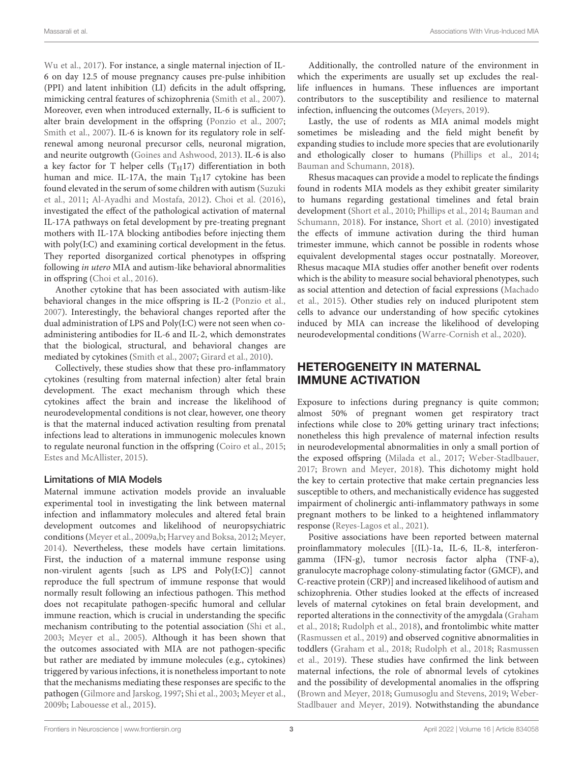Wu et al., 2017). For instance, a single maternal injection of IL-6 on day 12.5 of mouse pregnancy causes pre-pulse inhibition (PPI) and latent inhibition (LI) deficits in the adult offspring, mimicking central features of schizophrenia (Smith et al., 2007). Moreover, even when introduced externally, IL-6 is sufficient to alter brain development in the offspring (Ponzio et al., 2007; Smith et al., 2007). IL-6 is known for its regulatory role in self-renewal among neuronal precursor cells, neuronal migration, and neurite outgrowth (Goines and Ashwood, 2013). IL-6 is also a key factor for T helper cells ($T_H17$) differentiation in both human and mice. IL-17A, the main $T_H17$ cytokine has been found elevated in the serum of some children with autism (Suzuki et al., 2011; Al-Ayadhi and Mostafa, 2012). Choi et al. (2016), investigated the effect of the pathological activation of maternal IL-17A pathways on fetal development by pre-treating pregnant mothers with IL-17A blocking antibodies before injecting them with poly(I:C) and examining cortical development in the fetus. They reported disorganized cortical phenotypes in offspring following *in utero* MIA and autism-like behavioral abnormalities in offspring (Choi et al., 2016).

Another cytokine that has been associated with autism-like behavioral changes in the mice offspring is IL-2 (Ponzio et al., 2007). Interestingly, the behavioral changes reported after the dual administration of LPS and Poly(I:C) were not seen when co-administering antibodies for IL-6 and IL-2, which demonstrates that the biological, structural, and behavioral changes are mediated by cytokines (Smith et al., 2007; Girard et al., 2010).

Collectively, these studies show that these pro-inflammatory cytokines (resulting from maternal infection) alter fetal brain development. The exact mechanism through which these cytokines affect the brain and increase the likelihood of neurodevelopmental conditions is not clear, however, one theory is that the maternal induced activation resulting from prenatal infections lead to alterations in immunogenic molecules known to regulate neuronal function in the offspring (Coiro et al., 2015; Estes and McAllister, 2015).

### Limitations of MIA Models

Maternal immune activation models provide an invaluable experimental tool in investigating the link between maternal infection and inflammatory molecules and altered fetal brain development outcomes and likelihood of neuropsychiatric conditions (Meyer et al., 2009a,b; Harvey and Boksa, 2012; Meyer, 2014). Nevertheless, these models have certain limitations. First, the induction of a maternal immune response using non-virulent agents [such as LPS and Poly(I:C)] cannot reproduce the full spectrum of immune response that would normally result following an infectious pathogen. This method does not recapitulate pathogen-specific humoral and cellular immune reaction, which is crucial in understanding the specific mechanism contributing to the potential association (Shi et al., 2003; Meyer et al., 2005). Although it has been shown that the outcomes associated with MIA are not pathogen-specific but rather are mediated by immune molecules (e.g., cytokines) triggered by various infections, it is nonetheless important to note that the mechanisms mediating these responses are specific to the pathogen (Gilmore and Jarskog, 1997; Shi et al., 2003; Meyer et al., 2009b; Labouesse et al., 2015).

Additionally, the controlled nature of the environment in which the experiments are usually set up excludes the real-life influences in humans. These influences are important contributors to the susceptibility and resilience to maternal infection, influencing the outcomes (Meyers, 2019).

Lastly, the use of rodents as MIA animal models might sometimes be misleading and the field might benefit by expanding studies to include more species that are evolutionarily and ethologically closer to humans (Phillips et al., 2014; Bauman and Schumann, 2018).

Rhesus macaques can provide a model to replicate the findings found in rodents MIA models as they exhibit greater similarity to humans regarding gestational timelines and fetal brain development (Short et al., 2010; Phillips et al., 2014; Bauman and Schumann, 2018). For instance, Short et al. (2010) investigated the effects of immune activation during the third human trimester immune, which cannot be possible in rodents whose equivalent developmental stages occur postnatally. Moreover, Rhesus macaque MIA studies offer another benefit over rodents which is the ability to measure social behavioral phenotypes, such as social attention and detection of facial expressions (Machado et al., 2015). Other studies rely on induced pluripotent stem cells to advance our understanding of how specific cytokines induced by MIA can increase the likelihood of developing neurodevelopmental conditions (Warre-Cornish et al., 2020).

## HETEROGENEITY IN MATERNAL IMMUNE ACTIVATION

Exposure to infections during pregnancy is quite common; almost 50% of pregnant women get respiratory tract infections while close to 20% getting urinary tract infections; nonetheless this high prevalence of maternal infection results in neurodevelopmental abnormalities in only a small portion of the exposed offspring (Milada et al., 2017; Weber-Stadlbauer, 2017; Brown and Meyer, 2018). This dichotomy might hold the key to certain protective that make certain pregnancies less susceptible to others, and mechanistically evidence has suggested impairment of cholinergic anti-inflammatory pathways in some pregnant mothers to be linked to a heightened inflammatory response (Reyes-Lagos et al., 2021).

Positive associations have been reported between maternal proinflammatory molecules [(IL)-1a, IL-6, IL-8, interferon-gamma (IFN-g), tumor necrosis factor alpha (TNF-a), granulocyte macrophage colony-stimulating factor (GMCF), and C-reactive protein (CRP)] and increased likelihood of autism and schizophrenia. Other studies looked at the effects of increased levels of maternal cytokines on fetal brain development, and reported alterations in the connectivity of the amygdala (Graham et al., 2018; Rudolph et al., 2018), and frontolimbic white matter (Rasmussen et al., 2019) and observed cognitive abnormalities in toddlers (Graham et al., 2018; Rudolph et al., 2018; Rasmussen et al., 2019). These studies have confirmed the link between maternal infections, the role of abnormal levels of cytokines and the possibility of developmental anomalies in the offspring (Brown and Meyer, 2018; Gumusoglu and Stevens, 2019; Weber-Stadlbauer and Meyer, 2019). Notwithstanding the abundance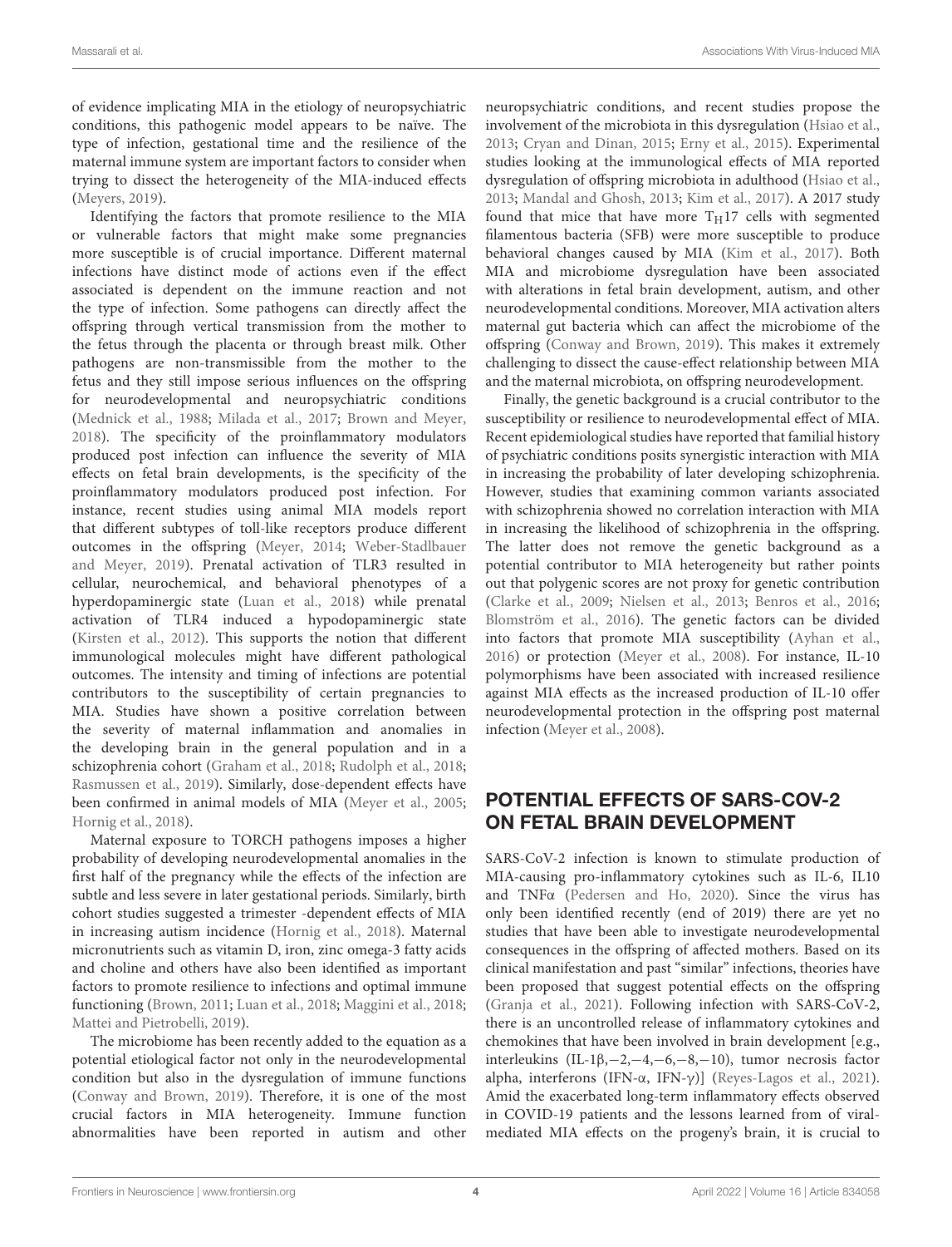of evidence implicating MIA in the etiology of neuropsychiatric conditions, this pathogenic model appears to be naïve. The type of infection, gestational time and the resilience of the maternal immune system are important factors to consider when trying to dissect the heterogeneity of the MIA-induced effects (Meyers, 2019).

Identifying the factors that promote resilience to the MIA or vulnerable factors that might make some pregnancies more susceptible is of crucial importance. Different maternal infections have distinct mode of actions even if the effect associated is dependent on the immune reaction and not the type of infection. Some pathogens can directly affect the offspring through vertical transmission from the mother to the fetus through the placenta or through breast milk. Other pathogens are non-transmissible from the mother to the fetus and they still impose serious influences on the offspring for neurodevelopmental and neuropsychiatric conditions (Mednick et al., 1988; Milada et al., 2017; Brown and Meyer, 2018). The specificity of the proinflammatory modulators produced post infection can influence the severity of MIA effects on fetal brain developments, is the specificity of the proinflammatory modulators produced post infection. For instance, recent studies using animal MIA models report that different subtypes of toll-like receptors produce different outcomes in the offspring (Meyer, 2014; Weber-Stadlbauer and Meyer, 2019). Prenatal activation of TLR3 resulted in cellular, neurochemical, and behavioral phenotypes of a hyperdopaminergic state (Luan et al., 2018) while prenatal activation of TLR4 induced a hypodopaminergic state (Kirsten et al., 2012). This supports the notion that different immunological molecules might have different pathological outcomes. The intensity and timing of infections are potential contributors to the susceptibility of certain pregnancies to MIA. Studies have shown a positive correlation between the severity of maternal inflammation and anomalies in the developing brain in the general population and in a schizophrenia cohort (Graham et al., 2018; Rudolph et al., 2018; Rasmussen et al., 2019). Similarly, dose-dependent effects have been confirmed in animal models of MIA (Meyer et al., 2005; Hornig et al., 2018).

Maternal exposure to TORCH pathogens imposes a higher probability of developing neurodevelopmental anomalies in the first half of the pregnancy while the effects of the infection are subtle and less severe in later gestational periods. Similarly, birth cohort studies suggested a trimester -dependent effects of MIA in increasing autism incidence (Hornig et al., 2018). Maternal micronutrients such as vitamin D, iron, zinc omega-3 fatty acids and choline and others have also been identified as important factors to promote resilience to infections and optimal immune functioning (Brown, 2011; Luan et al., 2018; Maggini et al., 2018; Mattei and Pietrobelli, 2019).

The microbiome has been recently added to the equation as a potential etiological factor not only in the neurodevelopmental condition but also in the dysregulation of immune functions (Conway and Brown, 2019). Therefore, it is one of the most crucial factors in MIA heterogeneity. Immune function abnormalities have been reported in autism and other neuropsychiatric conditions, and recent studies propose the involvement of the microbiota in this dysregulation (Hsiao et al., 2013; Cryan and Dinan, 2015; Erny et al., 2015). Experimental studies looking at the immunological effects of MIA reported dysregulation of offspring microbiota in adulthood (Hsiao et al., 2013; Mandal and Ghosh, 2013; Kim et al., 2017). A 2017 study found that mice that have more $T_H17$ cells with segmented filamentous bacteria (SFB) were more susceptible to produce behavioral changes caused by MIA (Kim et al., 2017). Both MIA and microbiome dysregulation have been associated with alterations in fetal brain development, autism, and other neurodevelopmental conditions. Moreover, MIA activation alters maternal gut bacteria which can affect the microbiome of the offspring (Conway and Brown, 2019). This makes it extremely challenging to dissect the cause-effect relationship between MIA and the maternal microbiota, on offspring neurodevelopment.

Finally, the genetic background is a crucial contributor to the susceptibility or resilience to neurodevelopmental effect of MIA. Recent epidemiological studies have reported that familial history of psychiatric conditions posits synergistic interaction with MIA in increasing the probability of later developing schizophrenia. However, studies that examining common variants associated with schizophrenia showed no correlation interaction with MIA in increasing the likelihood of schizophrenia in the offspring. The latter does not remove the genetic background as a potential contributor to MIA heterogeneity but rather points out that polygenic scores are not proxy for genetic contribution (Clarke et al., 2009; Nielsen et al., 2013; Benros et al., 2016; Blomström et al., 2016). The genetic factors can be divided into factors that promote MIA susceptibility (Ayhan et al., 2016) or protection (Meyer et al., 2008). For instance, IL-10 polymorphisms have been associated with increased resilience against MIA effects as the increased production of IL-10 offer neurodevelopmental protection in the offspring post maternal infection (Meyer et al., 2008).

## POTENTIAL EFFECTS OF SARS-COV-2 ON FETAL BRAIN DEVELOPMENT

SARS-CoV-2 infection is known to stimulate production of MIA-causing pro-inflammatory cytokines such as IL-6, IL10 and TNFα (Pedersen and Ho, 2020). Since the virus has only been identified recently (end of 2019) there are yet no studies that have been able to investigate neurodevelopmental consequences in the offspring of affected mothers. Based on its clinical manifestation and past "similar" infections, theories have been proposed that suggest potential effects on the offspring (Granja et al., 2021). Following infection with SARS-CoV-2, there is an uncontrolled release of inflammatory cytokines and chemokines that have been involved in brain development [e.g., interleukins (IL-1β,−2,−4,−6,−8,−10), tumor necrosis factor alpha, interferons (IFN-α, IFN-γ)] (Reyes-Lagos et al., 2021). Amid the exacerbated long-term inflammatory effects observed in COVID-19 patients and the lessons learned from of viral-mediated MIA effects on the progeny's brain, it is crucial to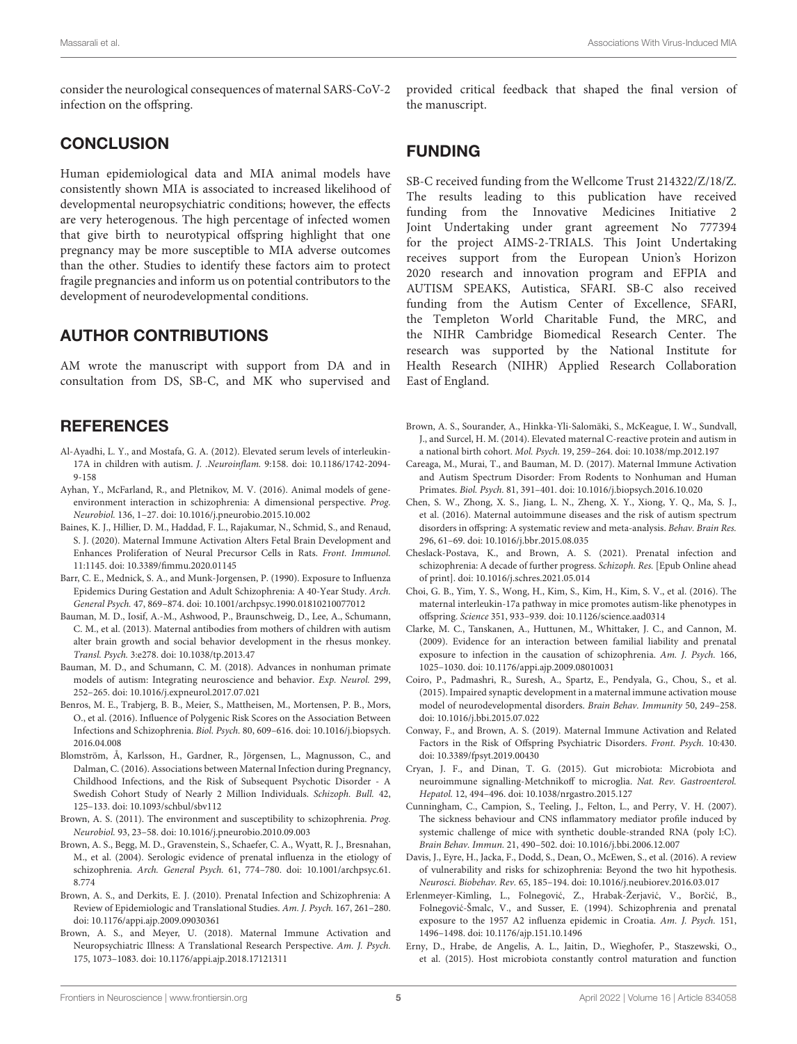consider the neurological consequences of maternal SARS-CoV-2 infection on the offspring.

## CONCLUSION

Human epidemiological data and MIA animal models have consistently shown MIA is associated to increased likelihood of developmental neuropsychiatric conditions; however, the effects are very heterogenous. The high percentage of infected women that give birth to neurotypical offspring highlight that one pregnancy may be more susceptible to MIA adverse outcomes than the other. Studies to identify these factors aim to protect fragile pregnancies and inform us on potential contributors to the development of neurodevelopmental conditions.

## AUTHOR CONTRIBUTIONS

AM wrote the manuscript with support from DA and in consultation from DS, SB-C, and MK who supervised and provided critical feedback that shaped the final version of the manuscript.

## FUNDING

SB-C received funding from the Wellcome Trust 214322/Z/18/Z. The results leading to this publication have received funding from the Innovative Medicines Initiative 2 Joint Undertaking under grant agreement No 777394 for the project AIMS-2-TRIALS. This Joint Undertaking receives support from the European Union's Horizon 2020 research and innovation program and EFPIA and AUTISM SPEAKS, Autistica, SFARI. SB-C also received funding from the Autism Center of Excellence, SFARI, the Templeton World Charitable Fund, the MRC, and the NIHR Cambridge Biomedical Research Center. The research was supported by the National Institute for Health Research (NIHR) Applied Research Collaboration East of England.

## REFERENCES

Al-Ayadhi, L. Y., and Mostafa, G. A. (2012). Elevated serum levels of interleukin-17A in children with autism. *J. .Neuroinflam.* 9:158. doi: 10.1186/1742-2094-9-158

Ayhan, Y., McFarland, R., and Pletnikov, M. V. (2016). Animal models of gene-environment interaction in schizophrenia: A dimensional perspective. *Prog. Neurobiol.* 136, 1–27. doi: 10.1016/j.pneurobio.2015.10.002

Baines, K. J., Hillier, D. M., Haddad, F. L., Rajakumar, N., Schmid, S., and Renaud, S. J. (2020). Maternal Immune Activation Alters Fetal Brain Development and Enhances Proliferation of Neural Precursor Cells in Rats. *Front. Immunol.* 11:1145. doi: 10.3389/fimmu.2020.01145

Barr, C. E., Mednick, S. A., and Munk-Jorgensen, P. (1990). Exposure to Influenza Epidemics During Gestation and Adult Schizophrenia: A 40-Year Study. *Arch. General Psych.* 47, 869–874. doi: 10.1001/archpsyc.1990.01810210077012

Bauman, M. D., Iosif, A.-M., Ashwood, P., Braunschweig, D., Lee, A., Schumann, C. M., et al. (2013). Maternal antibodies from mothers of children with autism alter brain growth and social behavior development in the rhesus monkey. *Transl. Psych.* 3:e278. doi: 10.1038/tp.2013.47

Bauman, M. D., and Schumann, C. M. (2018). Advances in nonhuman primate models of autism: Integrating neuroscience and behavior. *Exp. Neurol.* 299, 252–265. doi: 10.1016/j.expneurol.2017.07.021

Benros, M. E., Trabjerg, B. B., Meier, S., Mattheisen, M., Mortensen, P. B., Mors, O., et al. (2016). Influence of Polygenic Risk Scores on the Association Between Infections and Schizophrenia. *Biol. Psych.* 80, 609–616. doi: 10.1016/j.biopsych.2016.04.008

Blomström, Å, Karlsson, H., Gardner, R., Jörgensen, L., Magnusson, C., and Dalman, C. (2016). Associations between Maternal Infection during Pregnancy, Childhood Infections, and the Risk of Subsequent Psychotic Disorder - A Swedish Cohort Study of Nearly 2 Million Individuals. *Schizoph. Bull.* 42, 125–133. doi: 10.1093/schbul/sbv112

Brown, A. S. (2011). The environment and susceptibility to schizophrenia. *Prog. Neurobiol.* 93, 23–58. doi: 10.1016/j.pneurobio.2010.09.003

Brown, A. S., Begg, M. D., Gravenstein, S., Schaefer, C. A., Wyatt, R. J., Bresnahan, M., et al. (2004). Serologic evidence of prenatal influenza in the etiology of schizophrenia. *Arch. General Psych.* 61, 774–780. doi: 10.1001/archpsyc.61.8.774

Brown, A. S., and Derkits, E. J. (2010). Prenatal Infection and Schizophrenia: A Review of Epidemiologic and Translational Studies. *Am. J. Psych.* 167, 261–280. doi: 10.1176/appi.ajp.2009.09030361

Brown, A. S., and Meyer, U. (2018). Maternal Immune Activation and Neuropsychiatric Illness: A Translational Research Perspective. *Am. J. Psych.* 175, 1073–1083. doi: 10.1176/appi.ajp.2018.17121311

Brown, A. S., Sourander, A., Hinkka-Yli-Salomäki, S., McKeague, I. W., Sundvall, J., and Surcel, H. M. (2014). Elevated maternal C-reactive protein and autism in a national birth cohort. *Mol. Psych.* 19, 259–264. doi: 10.1038/mp.2012.197

Careaga, M., Murai, T., and Bauman, M. D. (2017). Maternal Immune Activation and Autism Spectrum Disorder: From Rodents to Nonhuman and Human Primates. *Biol. Psych.* 81, 391–401. doi: 10.1016/j.biopsych.2016.10.020

Chen, S. W., Zhong, X. S., Jiang, L. N., Zheng, X. Y., Xiong, Y. Q., Ma, S. J., et al. (2016). Maternal autoimmune diseases and the risk of autism spectrum disorders in offspring: A systematic review and meta-analysis. *Behav. Brain Res.* 296, 61–69. doi: 10.1016/j.bbr.2015.08.035

Cheslack-Postava, K., and Brown, A. S. (2021). Prenatal infection and schizophrenia: A decade of further progress. *Schizoph. Res.* [Epub Online ahead of print]. doi: 10.1016/j.schres.2021.05.014

Choi, G. B., Yim, Y. S., Wong, H., Kim, S., Kim, H., Kim, S. V., et al. (2016). The maternal interleukin-17a pathway in mice promotes autism-like phenotypes in offspring. *Science* 351, 933–939. doi: 10.1126/science.aad0314

Clarke, M. C., Tanskanen, A., Huttunen, M., Whittaker, J. C., and Cannon, M. (2009). Evidence for an interaction between familial liability and prenatal exposure to infection in the causation of schizophrenia. *Am. J. Psych.* 166, 1025–1030. doi: 10.1176/appi.ajp.2009.08010031

Coiro, P., Padmashri, R., Suresh, A., Spartz, E., Pendyala, G., Chou, S., et al. (2015). Impaired synaptic development in a maternal immune activation mouse model of neurodevelopmental disorders. *Brain Behav. Immunity* 50, 249–258. doi: 10.1016/j.bbi.2015.07.022

Conway, F., and Brown, A. S. (2019). Maternal Immune Activation and Related Factors in the Risk of Offspring Psychiatric Disorders. *Front. Psych.* 10:430. doi: 10.3389/fpsyt.2019.00430

Cryan, J. F., and Dinan, T. G. (2015). Gut microbiota: Microbiota and neuroimmune signalling-Metchnikoff to microglia. *Nat. Rev. Gastroenterol. Hepatol.* 12, 494–496. doi: 10.1038/nrgastro.2015.127

Cunningham, C., Campion, S., Teeling, J., Felton, L., and Perry, V. H. (2007). The sickness behaviour and CNS inflammatory mediator profile induced by systemic challenge of mice with synthetic double-stranded RNA (poly I:C). *Brain Behav. Immun.* 21, 490–502. doi: 10.1016/j.bbi.2006.12.007

Davis, J., Eyre, H., Jacka, F., Dodd, S., Dean, O., McEwen, S., et al. (2016). A review of vulnerability and risks for schizophrenia: Beyond the two hit hypothesis. *Neurosci. Biobehav. Rev.* 65, 185–194. doi: 10.1016/j.neubiorev.2016.03.017

Erlenmeyer-Kimling, L., Folnegović, Z., Hrabak-Žerjavić, V., Borčić, B., Folnegović-Šmalc, V., and Susser, E. (1994). Schizophrenia and prenatal exposure to the 1957 A2 influenza epidemic in Croatia. *Am. J. Psych.* 151, 1496–1498. doi: 10.1176/ajp.151.10.1496

Erny, D., Hrabe, de Angelis, A. L., Jaitin, D., Wieghofer, P., Staszewski, O., et al. (2015). Host microbiota constantly control maturation and function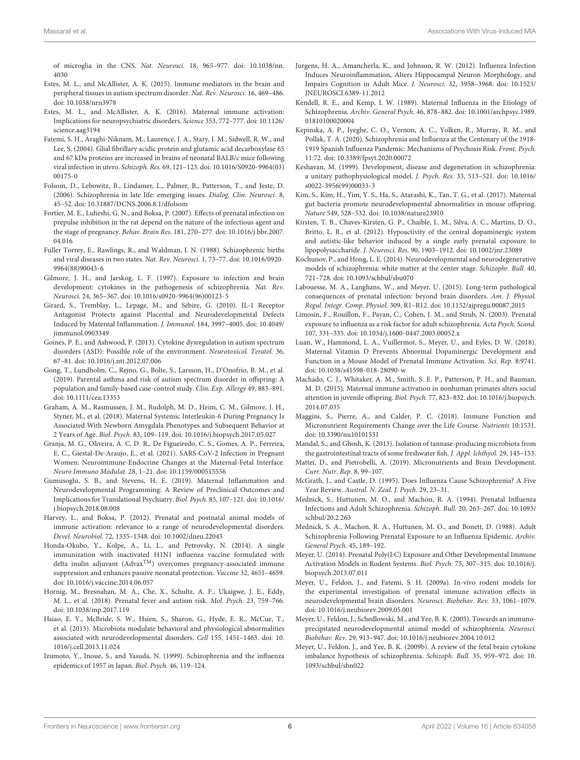of microglia in the CNS. *Nat. Neurosci.* 18, 965–977. doi: 10.1038/nn.4030

Estes, M. L., and McAllister, A. K. (2015). Immune mediators in the brain and peripheral tissues in autism spectrum disorder. *Nat. Rev. Neurosci.* 16, 469–486. doi: 10.1038/nrn3978

Estes, M. L., and McAllister, A. K. (2016). Maternal immune activation: Implications for neuropsychiatric disorders. *Science* 353, 772–777. doi: 10.1126/science.aag3194

Fatemi, S. H., Araghi-Niknam, M., Laurence, J. A., Stary, J. M., Sidwell, R. W., and Lee, S. (2004). Glial fibrillary acidic protein and glutamic acid decarboxylase 65 and 67 kDa proteins are increased in brains of neonatal BALB/c mice following viral infection in utero. *Schizoph. Res.* 69, 121–123. doi: 10.1016/S0920-9964(03)00175-0

Folsom, D., Lebowitz, B., Lindamer, L., Palmer, B., Patterson, T., and Jeste, D. (2006). Schizophrenia in late life: emerging issues. *Dialog. Clin. Neurosci.* 8, 45–52. doi: 10.31887/DCNS.2006.8.1/dfolsom

Fortier, M. E., Luheshi, G. N., and Boksa, P. (2007). Effects of prenatal infection on prepulse inhibition in the rat depend on the nature of the infectious agent and the stage of pregnancy. *Behav. Brain Res.* 181, 270–277. doi: 10.1016/j.bbr.2007.04.016

Fuller Torrey, E., Rawlings, R., and Waldman, I. N. (1988). Schizophrenic births and viral diseases in two states. *Nat. Rev. Neurosci.* 1, 73–77. doi: 10.1016/0920-9964(88)90043-6

Gilmore, J. H., and Jarskog, L. F. (1997). Exposure to infection and brain development: cytokines in the pathogenesis of schizophrenia. *Nat. Rev. Neurosci.* 24, 365–367. doi: 10.1016/s0920-9964(96)00123-5

Girard, S., Tremblay, L., Lepage, M., and Sébire, G. (2010). IL-1 Receptor Antagonist Protects against Placental and Neurodevelopmental Defects Induced by Maternal Inflammation. *J. Immunol.* 184, 3997–4005. doi: 10.4049/jimmunol.0903349

Goines, P. E., and Ashwood, P. (2013). Cytokine dysregulation in autism spectrum disorders (ASD): Possible role of the environment. *Neurotoxicol. Teratol.* 36, 67–81. doi: 10.1016/j.ntt.2012.07.006

Gong, T., Lundholm, C., Rejno, G., Bolte, S., Larsson, H., D'Onofrio, B. M., et al. (2019). Parental asthma and risk of autism spectrum disorder in offspring: A population and family-based case-control study. *Clin. Exp. Allergy* 49, 883–891. doi: 10.1111/cea.13353

Graham, A. M., Rasmussen, J. M., Rudolph, M. D., Heim, C. M., Gilmore, J. H., Styner, M., et al. (2018). Maternal Systemic Interleukin-6 During Pregnancy Is Associated With Newborn Amygdala Phenotypes and Subsequent Behavior at 2 Years of Age. *Biol. Psych.* 83, 109–119. doi: 10.1016/j.biopsych.2017.05.027

Granja, M. G., Oliveira, A. C. D. R., De Figueiredo, C. S., Gomes, A. P., Ferreira, E. C., Giestal-De-Araujo, E., et al. (2021). SARS-CoV-2 Infection in Pregnant Women: Neuroimmune-Endocrine Changes at the Maternal-Fetal Interface. *Neuro Immuno Modulat.* 28, 1–21. doi: 10.1159/000515556

Gumusoglu, S. B., and Stevens, H. E. (2019). Maternal Inflammation and Neurodevelopmental Programming: A Review of Preclinical Outcomes and Implications for Translational Psychiatry. *Biol. Psych.* 85, 107–121. doi: 10.1016/j.biopsych.2018.08.008

Harvey, L., and Boksa, P. (2012). Prenatal and postnatal animal models of immune activation: relevance to a range of neurodevelopmental disorders. *Devel. Neurobiol.* 72, 1335–1348. doi: 10.1002/dneu.22043

Honda-Okubo, Y., Kolpe, A., Li, L., and Petrovsky, N. (2014). A single immunization with inactivated H1N1 influenza vaccine formulated with delta inulin adjuvant (Advax$^{TM}$) overcomes pregnancy-associated immune suppression and enhances passive neonatal protection. *Vaccine* 32, 4651–4659. doi: 10.1016/j.vaccine.2014.06.057

Hornig, M., Bresnahan, M. A., Che, X., Schultz, A. F., Ukaigwe, J. E., Eddy, M. L., et al. (2018). Prenatal fever and autism risk. *Mol. Psych.* 23, 759–766. doi: 10.1038/mp.2017.119

Hsiao, E. Y., McBride, S. W., Hsien, S., Sharon, G., Hyde, E. R., McCue, T., et al. (2013). Microbiota modulate behavioral and physiological abnormalities associated with neurodevelopmental disorders. *Cell* 155, 1451–1463. doi: 10.1016/j.cell.2013.11.024

Izumoto, Y., Inoue, S., and Yasuda, N. (1999). Schizophrenia and the influenza epidemics of 1957 in Japan. *Biol. Psych.* 46, 119–124.

Jurgens, H. A., Amancherla, K., and Johnson, R. W. (2012). Influenza Infection Induces Neuroinflammation, Alters Hippocampal Neuron Morphology, and Impairs Cognition in Adult Mice. *J. Neurosci.* 32, 3958–3968. doi: 10.1523/JNEUROSCI.6389-11.2012

Kendell, R. E., and Kemp, I. W. (1989). Maternal Influenza in the Etiology of Schizophrenia. *Archiv. General Psych.* 46, 878–882. doi: 10.1001/archpsyc.1989.01810100020004

Kepinska, A. P., Iyegbe, C. O., Vernon, A. C., Yolken, R., Murray, R. M., and Pollak, T. A. (2020). Schizophrenia and Influenza at the Centenary of the 1918-1919 Spanish Influenza Pandemic: Mechanisms of Psychosis Risk. *Front. Psych.* 11:72. doi: 10.3389/fpsyt.2020.00072

Keshavan, M. (1999). Development, disease and degeneration in schizophrenia: a unitary pathophysiological model. *J. Psych. Res.* 33, 513–521. doi: 10.1016/s0022-3956(99)00033-3

Kim, S., Kim, H., Yim, Y. S., Ha, S., Atarashi, K., Tan, T. G., et al. (2017). Maternal gut bacteria promote neurodevelopmental abnormalities in mouse offspring. *Nature* 549, 528–532. doi: 10.1038/nature23910

Kirsten, T. B., Chaves-Kirsten, G. P., Chaible, L. M., Silva, A. C., Martins, D. O., Britto, L. R., et al. (2012). Hypoactivity of the central dopaminergic system and autistic-like behavior induced by a single early prenatal exposure to lipopolysaccharide. *J. Neurosci. Res.* 90, 1903–1912. doi: 10.1002/jnr.23089

Kochunov, P., and Hong, L. E. (2014). Neurodevelopmental and neurodegenerative models of schizophrenia: white matter at the center stage. *Schizophr. Bull.* 40, 721–728. doi: 10.1093/schbul/sbu070

Labouesse, M. A., Langhans, W., and Meyer, U. (2015). Long-term pathological consequences of prenatal infection: beyond brain disorders. *Am. J. Physiol. Regul. Integr. Comp. Physiol.* 309, R1–R12. doi: 10.1152/ajpregu.00087.2015

Limosin, F., Rouillon, F., Payan, C., Cohen, J. M., and Strub, N. (2003). Prenatal exposure to influenza as a risk factor for adult schizophrenia. *Acta Psych. Scand.* 107, 331–335. doi: 10.1034/j.1600-0447.2003.00052.x

Luan, W., Hammond, L. A., Vuillermot, S., Meyer, U., and Eyles, D. W. (2018). Maternal Vitamin D Prevents Abnormal Dopaminergic Development and Function in a Mouse Model of Prenatal Immune Activation. *Sci. Rep.* 8:9741. doi: 10.1038/s41598-018-28090-w

Machado, C. J., Whitaker, A. M., Smith, S. E. P., Patterson, P. H., and Bauman, M. D. (2015). Maternal immune activation in nonhuman primates alters social attention in juvenile offspring. *Biol. Psych.* 77, 823–832. doi: 10.1016/j.biopsych.2014.07.035

Maggini, S., Pierre, A., and Calder, P. C. (2018). Immune Function and Micronutrient Requirements Change over the Life Course. *Nutrients* 10:1531. doi: 10.3390/nu10101531

Mandal, S., and Ghosh, K. (2013). Isolation of tannase-producing microbiota from the gastrointestinal tracts of some freshwater fish. *J. Appl. Ichthyol.* 29, 145–153.

Mattei, D., and Pietrobelli, A. (2019). Micronutrients and Brain Development. *Curr. Nutr. Rep.* 8, 99–107.

McGrath, J., and Castle, D. (1995). Does Influenza Cause Schizophrenia? A Five Year Review. *Austral. N. Zeal. J. Psych.* 29, 23–31.

Mednick, S., Huttunen, M. O., and Machón, R. A. (1994). Prenatal Influenza Infections and Adult Schizophrenia. *Schizoph. Bull.* 20, 263–267. doi: 10.1093/schbul/20.2.263

Mednick, S. A., Machon, R. A., Huttunen, M. O., and Bonett, D. (1988). Adult Schizophrenia Following Prenatal Exposure to an Influenza Epidemic. *Archiv. General Psych.* 45, 189–192.

Meyer, U. (2014). Prenatal Poly(I:C) Exposure and Other Developmental Immune Activation Models in Rodent Systems. *Biol. Psych.* 75, 307–315. doi: 10.1016/j.biopsych.2013.07.011

Meyer, U., Feldon, J., and Fatemi, S. H. (2009a). In-vivo rodent models for the experimental investigation of prenatal immune activation effects in neurodevelopmental brain disorders. *Neurosci. Biobehav. Rev.* 33, 1061–1079. doi: 10.1016/j.neubiorev.2009.05.001

Meyer, U., Feldon, J., Schedlowski, M., and Yee, B. K. (2005). Towards an immuno-precipitated neurodevelopmental animal model of schizophrenia. *Neurosci. Biobehav. Rev.* 29, 913–947. doi: 10.1016/j.neubiorev.2004.10.012

Meyer, U., Feldon, J., and Yee, B. K. (2009b). A review of the fetal brain cytokine imbalance hypothesis of schizophrenia. *Schizoph. Bull.* 35, 959–972. doi: 10.1093/schbul/sbn022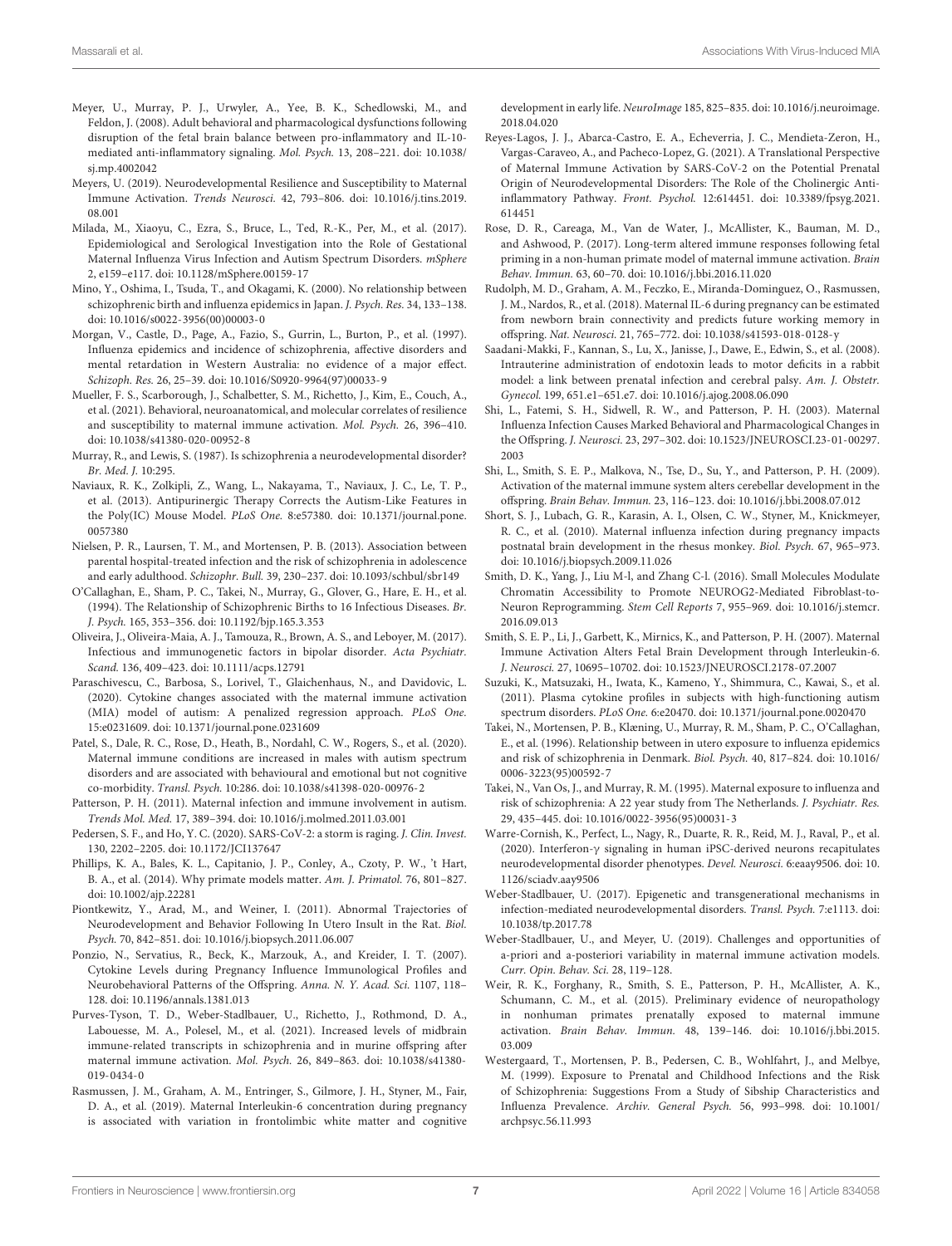Meyer, U., Murray, P. J., Urwyler, A., Yee, B. K., Schedlowski, M., and Feldon, J. (2008). Adult behavioral and pharmacological dysfunctions following disruption of the fetal brain balance between pro-inflammatory and IL-10-mediated anti-inflammatory signaling. *Mol. Psych.* 13, 208–221. doi: 10.1038/sj.mp.4002042

Meyers, U. (2019). Neurodevelopmental Resilience and Susceptibility to Maternal Immune Activation. *Trends Neurosci.* 42, 793–806. doi: 10.1016/j.tins.2019.08.001

Milada, M., Xiaoyu, C., Ezra, S., Bruce, L., Ted, R.-K., Per, M., et al. (2017). Epidemiological and Serological Investigation into the Role of Gestational Maternal Influenza Virus Infection and Autism Spectrum Disorders. *mSphere* 2, e159–e117. doi: 10.1128/mSphere.00159-17

Mino, Y., Oshima, I., Tsuda, T., and Okagami, K. (2000). No relationship between schizophrenic birth and influenza epidemics in Japan. *J. Psych. Res.* 34, 133–138. doi: 10.1016/s0022-3956(00)00003-0

Morgan, V., Castle, D., Page, A., Fazio, S., Gurrin, L., Burton, P., et al. (1997). Influenza epidemics and incidence of schizophrenia, affective disorders and mental retardation in Western Australia: no evidence of a major effect. *Schizoph. Res.* 26, 25–39. doi: 10.1016/S0920-9964(97)00033-9

Mueller, F. S., Scarborough, J., Schalbetter, S. M., Richetto, J., Kim, E., Couch, A., et al. (2021). Behavioral, neuroanatomical, and molecular correlates of resilience and susceptibility to maternal immune activation. *Mol. Psych.* 26, 396–410. doi: 10.1038/s41380-020-00952-8

Murray, R., and Lewis, S. (1987). Is schizophrenia a neurodevelopmental disorder? *Br. Med. J.* 10:295.

Naviaux, R. K., Zolkipli, Z., Wang, L., Nakayama, T., Naviaux, J. C., Le, T. P., et al. (2013). Antipurinergic Therapy Corrects the Autism-Like Features in the Poly(IC) Mouse Model. *PLoS One.* 8:e57380. doi: 10.1371/journal.pone.0057380

Nielsen, P. R., Laursen, T. M., and Mortensen, P. B. (2013). Association between parental hospital-treated infection and the risk of schizophrenia in adolescence and early adulthood. *Schizophr. Bull.* 39, 230–237. doi: 10.1093/schbul/sbr149

O'Callaghan, E., Sham, P. C., Takei, N., Murray, G., Glover, G., Hare, E. H., et al. (1994). The Relationship of Schizophrenic Births to 16 Infectious Diseases. *Br. J. Psych.* 165, 353–356. doi: 10.1192/bjp.165.3.353

Oliveira, J., Oliveira-Maia, A. J., Tamouza, R., Brown, A. S., and Leboyer, M. (2017). Infectious and immunogenetic factors in bipolar disorder. *Acta Psychiatr. Scand.* 136, 409–423. doi: 10.1111/acps.12791

Paraschivescu, C., Barbosa, S., Lorivel, T., Glaichenhaus, N., and Davidovic, L. (2020). Cytokine changes associated with the maternal immune activation (MIA) model of autism: A penalized regression approach. *PLoS One.* 15:e0231609. doi: 10.1371/journal.pone.0231609

Patel, S., Dale, R. C., Rose, D., Heath, B., Nordahl, C. W., Rogers, S., et al. (2020). Maternal immune conditions are increased in males with autism spectrum disorders and are associated with behavioural and emotional but not cognitive co-morbidity. *Transl. Psych.* 10:286. doi: 10.1038/s41398-020-00976-2

Patterson, P. H. (2011). Maternal infection and immune involvement in autism. *Trends Mol. Med.* 17, 389–394. doi: 10.1016/j.molmed.2011.03.001

Pedersen, S. F., and Ho, Y. C. (2020). SARS-CoV-2: a storm is raging. *J. Clin. Invest.* 130, 2202–2205. doi: 10.1172/JCI137647

Phillips, K. A., Bales, K. L., Capitanio, J. P., Conley, A., Czoty, P. W., 't Hart, B. A., et al. (2014). Why primate models matter. *Am. J. Primatol.* 76, 801–827. doi: 10.1002/ajp.22281

Piontkewitz, Y., Arad, M., and Weiner, I. (2011). Abnormal Trajectories of Neurodevelopment and Behavior Following In Utero Insult in the Rat. *Biol. Psych.* 70, 842–851. doi: 10.1016/j.biopsych.2011.06.007

Ponzio, N., Servatius, R., Beck, K., Marzouk, A., and Kreider, I. T. (2007). Cytokine Levels during Pregnancy Influence Immunological Profiles and Neurobehavioral Patterns of the Offspring. *Anna. N. Y. Acad. Sci.* 1107, 118–128. doi: 10.1196/annals.1381.013

Purves-Tyson, T. D., Weber-Stadlbauer, U., Richetto, J., Rothmond, D. A., Labouesse, M. A., Polesel, M., et al. (2021). Increased levels of midbrain immune-related transcripts in schizophrenia and in murine offspring after maternal immune activation. *Mol. Psych.* 26, 849–863. doi: 10.1038/s41380-019-0434-0

Rasmussen, J. M., Graham, A. M., Entringer, S., Gilmore, J. H., Styner, M., Fair, D. A., et al. (2019). Maternal Interleukin-6 concentration during pregnancy is associated with variation in frontolimbic white matter and cognitive development in early life. *NeuroImage* 185, 825–835. doi: 10.1016/j.neuroimage.2018.04.020

Reyes-Lagos, J. J., Abarca-Castro, E. A., Echeverria, J. C., Mendieta-Zeron, H., Vargas-Caraveo, A., and Pacheco-Lopez, G. (2021). A Translational Perspective of Maternal Immune Activation by SARS-CoV-2 on the Potential Prenatal Origin of Neurodevelopmental Disorders: The Role of the Cholinergic Anti-inflammatory Pathway. *Front. Psychol.* 12:614451. doi: 10.3389/fpsyg.2021.614451

Rose, D. R., Careaga, M., Van de Water, J., McAllister, K., Bauman, M. D., and Ashwood, P. (2017). Long-term altered immune responses following fetal priming in a non-human primate model of maternal immune activation. *Brain Behav. Immun.* 63, 60–70. doi: 10.1016/j.bbi.2016.11.020

Rudolph, M. D., Graham, A. M., Feczko, E., Miranda-Dominguez, O., Rasmussen, J. M., Nardos, R., et al. (2018). Maternal IL-6 during pregnancy can be estimated from newborn brain connectivity and predicts future working memory in offspring. *Nat. Neurosci.* 21, 765–772. doi: 10.1038/s41593-018-0128-y

Saadani-Makki, F., Kannan, S., Lu, X., Janisse, J., Dawe, E., Edwin, S., et al. (2008). Intrauterine administration of endotoxin leads to motor deficits in a rabbit model: a link between prenatal infection and cerebral palsy. *Am. J. Obstetr. Gynecol.* 199, 651.e1–651.e7. doi: 10.1016/j.ajog.2008.06.090

Shi, L., Fatemi, S. H., Sidwell, R. W., and Patterson, P. H. (2003). Maternal Influenza Infection Causes Marked Behavioral and Pharmacological Changes in the Offspring. *J. Neurosci.* 23, 297–302. doi: 10.1523/JNEUROSCI.23-01-00297.2003

Shi, L., Smith, S. E. P., Malkova, N., Tse, D., Su, Y., and Patterson, P. H. (2009). Activation of the maternal immune system alters cerebellar development in the offspring. *Brain Behav. Immun.* 23, 116–123. doi: 10.1016/j.bbi.2008.07.012

Short, S. J., Lubach, G. R., Karasin, A. I., Olsen, C. W., Styner, M., Knickmeyer, R. C., et al. (2010). Maternal influenza infection during pregnancy impacts postnatal brain development in the rhesus monkey. *Biol. Psych.* 67, 965–973. doi: 10.1016/j.biopsych.2009.11.026

Smith, D. K., Yang, J., Liu M-l, and Zhang C-l. (2016). Small Molecules Modulate Chromatin Accessibility to Promote NEUROG2-Mediated Fibroblast-to-Neuron Reprogramming. *Stem Cell Reports* 7, 955–969. doi: 10.1016/j.stemcr.2016.09.013

Smith, S. E. P., Li, J., Garbett, K., Mirnics, K., and Patterson, P. H. (2007). Maternal Immune Activation Alters Fetal Brain Development through Interleukin-6. *J. Neurosci.* 27, 10695–10702. doi: 10.1523/JNEUROSCI.2178-07.2007

Suzuki, K., Matsuzaki, H., Iwata, K., Kameno, Y., Shimmura, C., Kawai, S., et al. (2011). Plasma cytokine profiles in subjects with high-functioning autism spectrum disorders. *PLoS One.* 6:e20470. doi: 10.1371/journal.pone.0020470

Takei, N., Mortensen, P. B., Klæning, U., Murray, R. M., Sham, P. C., O'Callaghan, E., et al. (1996). Relationship between in utero exposure to influenza epidemics and risk of schizophrenia in Denmark. *Biol. Psych.* 40, 817–824. doi: 10.1016/0006-3223(95)00592-7

Takei, N., Van Os, J., and Murray, R. M. (1995). Maternal exposure to influenza and risk of schizophrenia: A 22 year study from The Netherlands. *J. Psychiatr. Res.* 29, 435–445. doi: 10.1016/0022-3956(95)00031-3

Warre-Cornish, K., Perfect, L., Nagy, R., Duarte, R. R., Reid, M. J., Raval, P., et al. (2020). Interferon-γ signaling in human iPSC-derived neurons recapitulates neurodevelopmental disorder phenotypes. *Devel. Neurosci.* 6:eaay9506. doi: 10.1126/sciadv.aay9506

Weber-Stadlbauer, U. (2017). Epigenetic and transgenerational mechanisms in infection-mediated neurodevelopmental disorders. *Transl. Psych.* 7:e1113. doi: 10.1038/tp.2017.78

Weber-Stadlbauer, U., and Meyer, U. (2019). Challenges and opportunities of a-priori and a-posteriori variability in maternal immune activation models. *Curr. Opin. Behav. Sci.* 28, 119–128.

Weir, R. K., Forghany, R., Smith, S. E., Patterson, P. H., McAllister, A. K., Schumann, C. M., et al. (2015). Preliminary evidence of neuropathology in nonhuman primates prenatally exposed to maternal immune activation. *Brain Behav. Immun.* 48, 139–146. doi: 10.1016/j.bbi.2015.03.009

Westergaard, T., Mortensen, P. B., Pedersen, C. B., Wohlfahrt, J., and Melbye, M. (1999). Exposure to Prenatal and Childhood Infections and the Risk of Schizophrenia: Suggestions From a Study of Sibship Characteristics and Influenza Prevalence. *Archiv. General Psych.* 56, 993–998. doi: 10.1001/archpsyc.56.11.993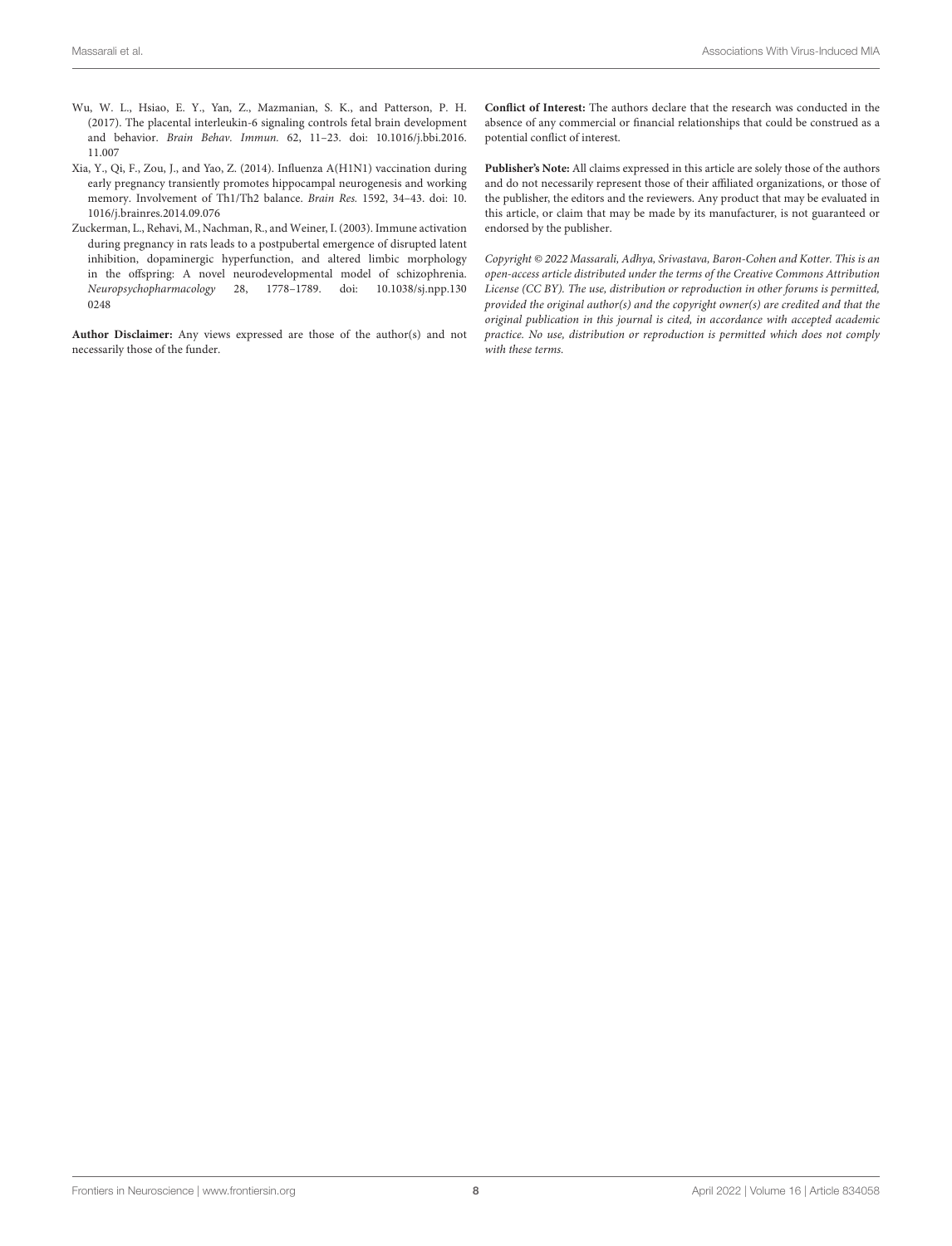Wu, W. L., Hsiao, E. Y., Yan, Z., Mazmanian, S. K., and Patterson, P. H. (2017). The placental interleukin-6 signaling controls fetal brain development and behavior. *Brain Behav. Immun.* 62, 11–23. doi: 10.1016/j.bbi.2016.11.007

Xia, Y., Qi, F., Zou, J., and Yao, Z. (2014). Influenza A(H1N1) vaccination during early pregnancy transiently promotes hippocampal neurogenesis and working memory. Involvement of Th1/Th2 balance. *Brain Res.* 1592, 34–43. doi: 10.1016/j.brainres.2014.09.076

Zuckerman, L., Rehavi, M., Nachman, R., and Weiner, I. (2003). Immune activation during pregnancy in rats leads to a postpubertal emergence of disrupted latent inhibition, dopaminergic hyperfunction, and altered limbic morphology in the offspring: A novel neurodevelopmental model of schizophrenia. *Neuropsychopharmacology* 28, 1778–1789. doi: 10.1038/sj.npp.1300248

**Author Disclaimer:** Any views expressed are those of the author(s) and not necessarily those of the funder.

**Conflict of Interest:** The authors declare that the research was conducted in the absence of any commercial or financial relationships that could be construed as a potential conflict of interest.

**Publisher's Note:** All claims expressed in this article are solely those of the authors and do not necessarily represent those of their affiliated organizations, or those of the publisher, the editors and the reviewers. Any product that may be evaluated in this article, or claim that may be made by its manufacturer, is not guaranteed or endorsed by the publisher.

*Copyright © 2022 Massarali, Adhya, Srivastava, Baron-Cohen and Kotter. This is an open-access article distributed under the terms of the Creative Commons Attribution License (CC BY). The use, distribution or reproduction in other forums is permitted, provided the original author(s) and the copyright owner(s) are credited and that the original publication in this journal is cited, in accordance with accepted academic practice. No use, distribution or reproduction is permitted which does not comply with these terms.*